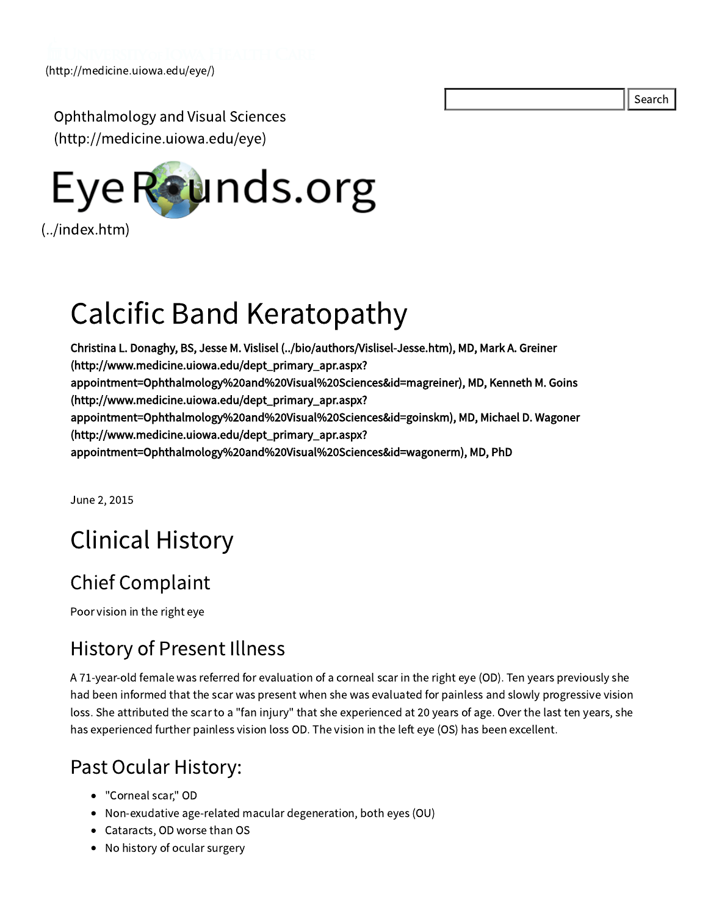(http://medicine.uiowa.edu/eye/)

Ophthalmology and Visual Sciences (http://medicine.uiowa.edu/eye)

EyeRounds.org (../index.htm)

# Calcific Band Keratopathy

**Christina L. Donaghy, BS, Jesse M. Vislisel (../bio/authors/Vislisel-Jesse.htm), MD, Mark A. Greiner (http://www.medicine.uiowa.edu/dept_primary_apr.aspx?appointment=Ophthalmology%20and%20Visual%20Sciences&id=magreiner), MD, Kenneth M. Goins (http://www.medicine.uiowa.edu/dept_primary_apr.aspx?appointment=Ophthalmology%20and%20Visual%20Sciences&id=goinskm), MD, Michael D. Wagoner (http://www.medicine.uiowa.edu/dept_primary_apr.aspx?appointment=Ophthalmology%20and%20Visual%20Sciences&id=wagonerm), MD, PhD**

June 2, 2015

## Clinical History

### Chief Complaint

Poor vision in the right eye

### History of Present Illness

A 71-year-old female was referred for evaluation of a corneal scar in the right eye (OD). Ten years previously she had been informed that the scar was present when she was evaluated for painless and slowly progressive vision loss. She attributed the scar to a "fan injury" that she experienced at 20 years of age. Over the last ten years, she has experienced further painless vision loss OD. The vision in the left eye (OS) has been excellent.

### Past Ocular History:

- "Corneal scar," OD
- Non-exudative age-related macular degeneration, both eyes (OU)
- Cataracts, OD worse than OS
- No history of ocular surgery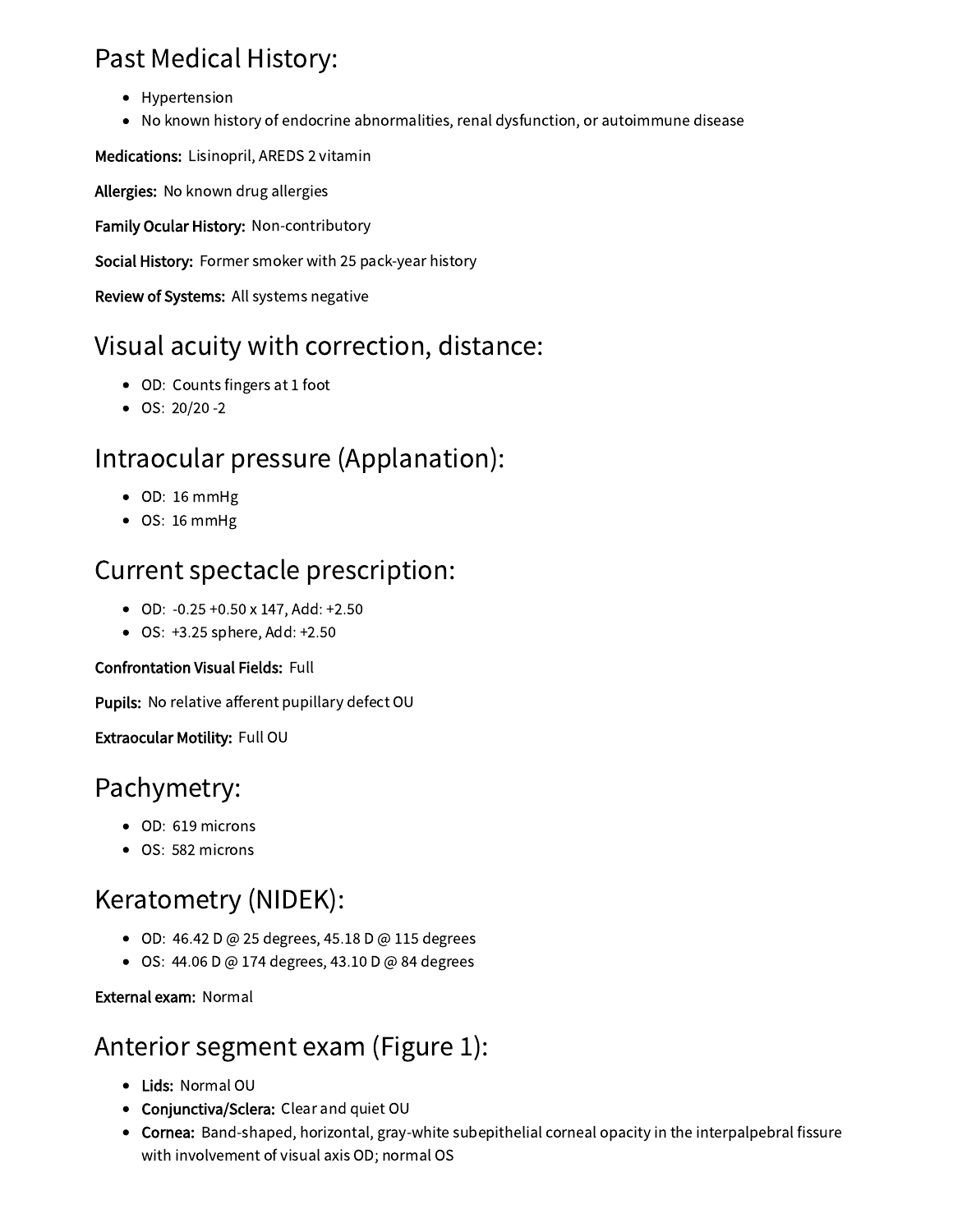## Past Medical History:

- Hypertension
- No known history of endocrine abnormalities, renal dysfunction, or autoimmune disease

**Medications:** Lisinopril, AREDS 2 vitamin

**Allergies:** No known drug allergies

**Family Ocular History:** Non-contributory

**Social History:** Former smoker with 25 pack-year history

**Review of Systems:** All systems negative

## Visual acuity with correction, distance:

- OD: Counts fingers at 1 foot
- OS: 20/20 -2

## Intraocular pressure (Applanation):

- OD: 16 mmHg
- OS: 16 mmHg

## Current spectacle prescription:

- OD: -0.25 +0.50 x 147, Add: +2.50
- OS: +3.25 sphere, Add: +2.50

**Confrontation Visual Fields:** Full

**Pupils:** No relative afferent pupillary defect OU

**Extraocular Motility:** Full OU

## Pachymetry:

- OD: 619 microns
- OS: 582 microns

## Keratometry (NIDEK):

- OD: 46.42 D @ 25 degrees, 45.18 D @ 115 degrees
- OS: 44.06 D @ 174 degrees, 43.10 D @ 84 degrees

**External exam:** Normal

## Anterior segment exam (Figure 1):

- **Lids:** Normal OU
- **Conjunctiva/Sclera:** Clear and quiet OU
- **Cornea:** Band-shaped, horizontal, gray-white subepithelial corneal opacity in the interpalpebral fissure with involvement of visual axis OD; normal OS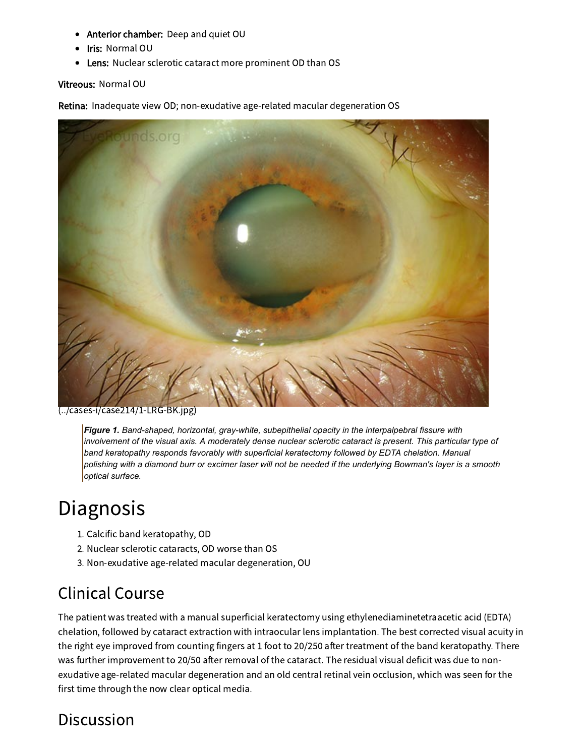- **Anterior chamber:** Deep and quiet OU
- **Iris:** Normal OU
- **Lens:** Nuclear sclerotic cataract more prominent OD than OS

**Vitreous:** Normal OU

**Retina:** Inadequate view OD; non-exudative age-related macular degeneration OS

(../cases-i/case214/1-LRG-BK.jpg)

> ***Figure 1.*** *Band-shaped, horizontal, gray-white, subepithelial opacity in the interpalpebral fissure with involvement of the visual axis. A moderately dense nuclear sclerotic cataract is present. This particular type of band keratopathy responds favorably with superficial keratectomy followed by EDTA chelation. Manual polishing with a diamond burr or excimer laser will not be needed if the underlying Bowman's layer is a smooth optical surface.*

# Diagnosis

1. Calcific band keratopathy, OD
2. Nuclear sclerotic cataracts, OD worse than OS
3. Non-exudative age-related macular degeneration, OU

## Clinical Course

The patient was treated with a manual superficial keratectomy using ethylenediaminetetraacetic acid (EDTA) chelation, followed by cataract extraction with intraocular lens implantation. The best corrected visual acuity in the right eye improved from counting fingers at 1 foot to 20/250 after treatment of the band keratopathy. There was further improvement to 20/50 after removal of the cataract. The residual visual deficit was due to non-exudative age-related macular degeneration and an old central retinal vein occlusion, which was seen for the first time through the now clear optical media.

## Discussion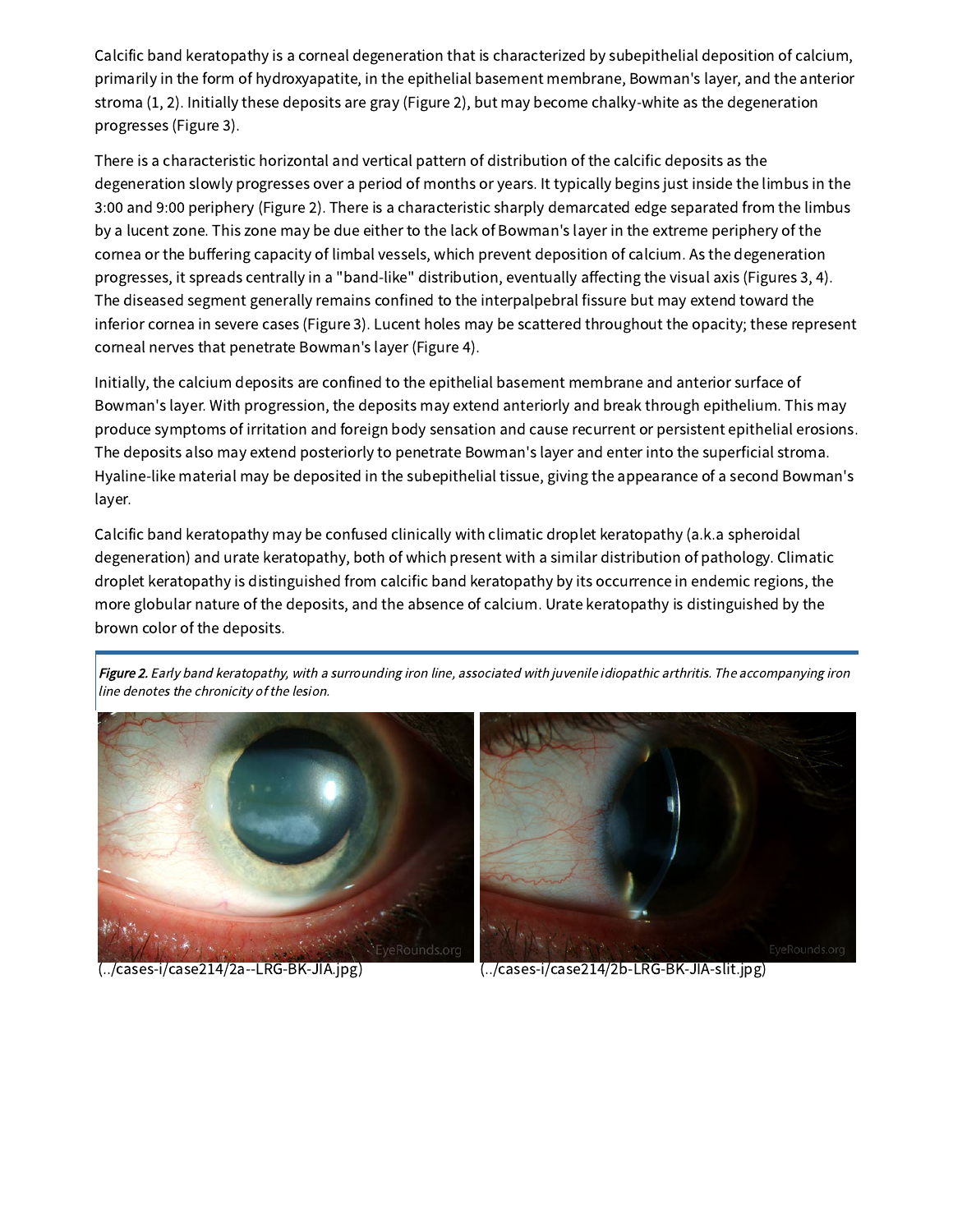Calcific band keratopathy is a corneal degeneration that is characterized by subepithelial deposition of calcium, primarily in the form of hydroxyapatite, in the epithelial basement membrane, Bowman's layer, and the anterior stroma (1, 2). Initially these deposits are gray (Figure 2), but may become chalky-white as the degeneration progresses (Figure 3).

There is a characteristic horizontal and vertical pattern of distribution of the calcific deposits as the degeneration slowly progresses over a period of months or years. It typically begins just inside the limbus in the 3:00 and 9:00 periphery (Figure 2). There is a characteristic sharply demarcated edge separated from the limbus by a lucent zone. This zone may be due either to the lack of Bowman's layer in the extreme periphery of the cornea or the buffering capacity of limbal vessels, which prevent deposition of calcium. As the degeneration progresses, it spreads centrally in a "band-like" distribution, eventually affecting the visual axis (Figures 3, 4). The diseased segment generally remains confined to the interpalpebral fissure but may extend toward the inferior cornea in severe cases (Figure 3). Lucent holes may be scattered throughout the opacity; these represent corneal nerves that penetrate Bowman's layer (Figure 4).

Initially, the calcium deposits are confined to the epithelial basement membrane and anterior surface of Bowman's layer. With progression, the deposits may extend anteriorly and break through epithelium. This may produce symptoms of irritation and foreign body sensation and cause recurrent or persistent epithelial erosions. The deposits also may extend posteriorly to penetrate Bowman's layer and enter into the superficial stroma. Hyaline-like material may be deposited in the subepithelial tissue, giving the appearance of a second Bowman's layer.

Calcific band keratopathy may be confused clinically with climatic droplet keratopathy (a.k.a spheroidal degeneration) and urate keratopathy, both of which present with a similar distribution of pathology. Climatic droplet keratopathy is distinguished from calcific band keratopathy by its occurrence in endemic regions, the more globular nature of the deposits, and the absence of calcium. Urate keratopathy is distinguished by the brown color of the deposits.

***Figure 2.*** *Early band keratopathy, with a surrounding iron line, associated with juvenile idiopathic arthritis. The accompanying iron line denotes the chronicity of the lesion.*

(../cases-i/case214/2a--LRG-BK-JIA.jpg) (../cases-i/case214/2b-LRG-BK-JIA-slit.jpg)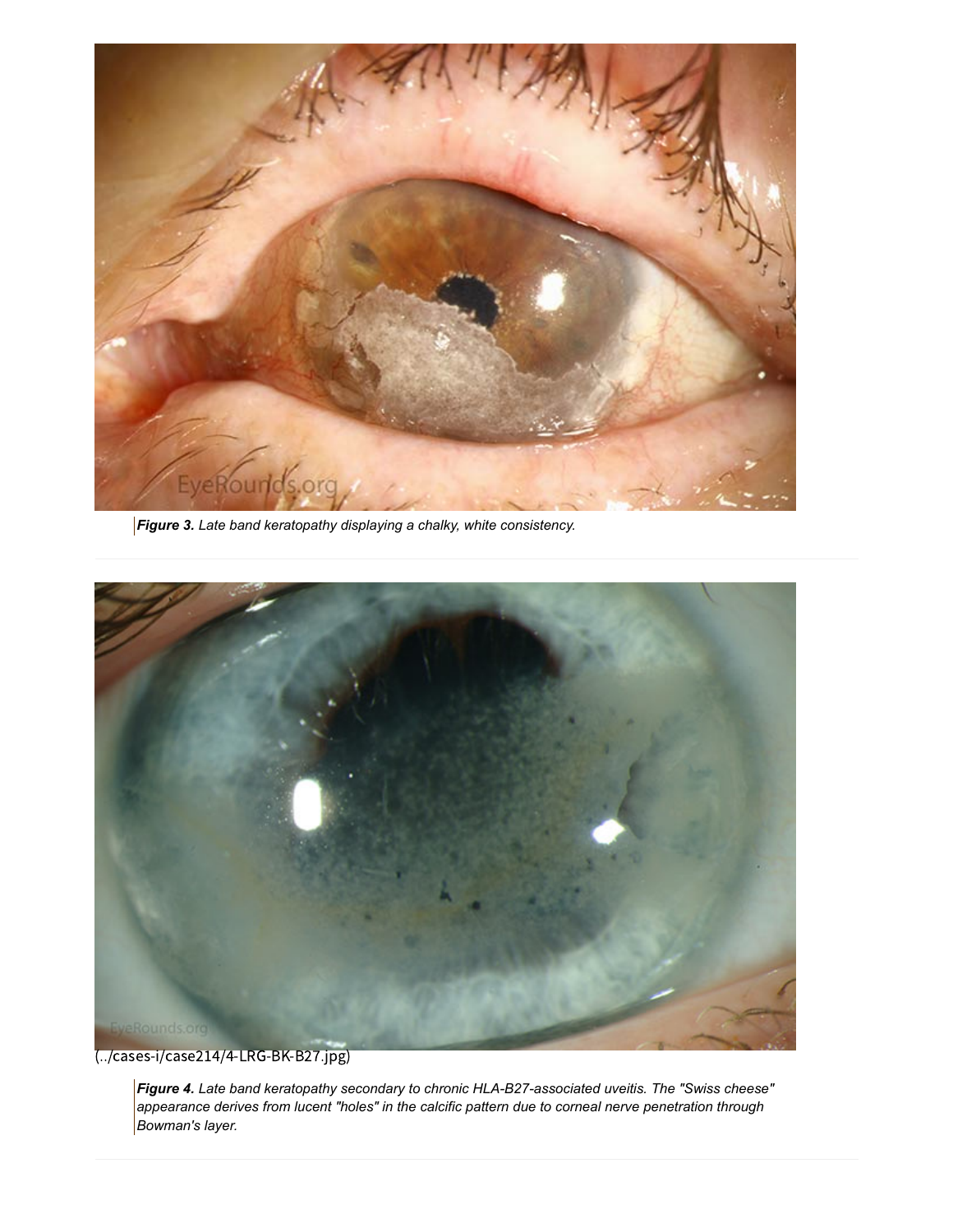***Figure 3.*** *Late band keratopathy displaying a chalky, white consistency.*

(../cases-i/case214/4-LRG-BK-B27.jpg)

***Figure 4.*** *Late band keratopathy secondary to chronic HLA-B27-associated uveitis. The "Swiss cheese" appearance derives from lucent "holes" in the calcific pattern due to corneal nerve penetration through Bowman's layer.*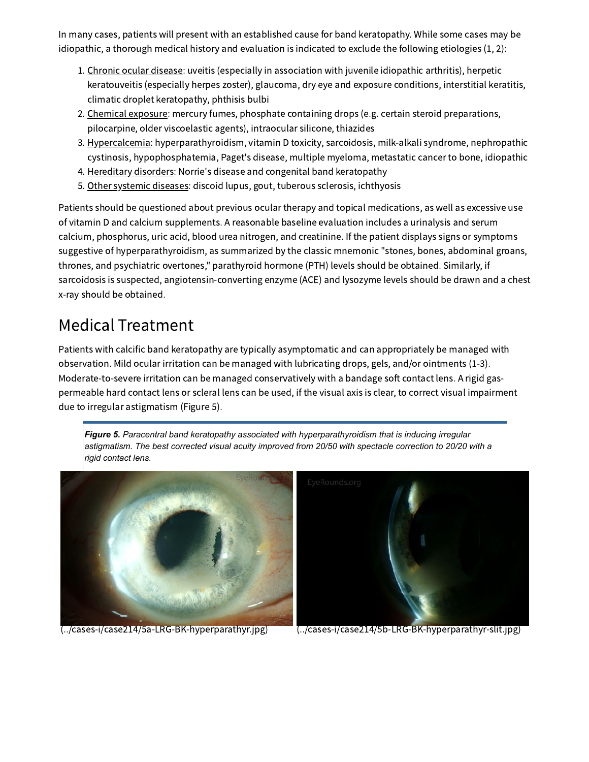In many cases, patients will present with an established cause for band keratopathy. While some cases may be idiopathic, a thorough medical history and evaluation is indicated to exclude the following etiologies (1, 2):

1. Chronic ocular disease: uveitis (especially in association with juvenile idiopathic arthritis), herpetic keratouveitis (especially herpes zoster), glaucoma, dry eye and exposure conditions, interstitial keratitis, climatic droplet keratopathy, phthisis bulbi
2. Chemical exposure: mercury fumes, phosphate containing drops (e.g. certain steroid preparations, pilocarpine, older viscoelastic agents), intraocular silicone, thiazides
3. Hypercalcemia: hyperparathyroidism, vitamin D toxicity, sarcoidosis, milk-alkali syndrome, nephropathic cystinosis, hypophosphatemia, Paget's disease, multiple myeloma, metastatic cancer to bone, idiopathic
4. Hereditary disorders: Norrie's disease and congenital band keratopathy
5. Other systemic diseases: discoid lupus, gout, tuberous sclerosis, ichthyosis

Patients should be questioned about previous ocular therapy and topical medications, as well as excessive use of vitamin D and calcium supplements. A reasonable baseline evaluation includes a urinalysis and serum calcium, phosphorus, uric acid, blood urea nitrogen, and creatinine. If the patient displays signs or symptoms suggestive of hyperparathyroidism, as summarized by the classic mnemonic "stones, bones, abdominal groans, thrones, and psychiatric overtones," parathyroid hormone (PTH) levels should be obtained. Similarly, if sarcoidosis is suspected, angiotensin-converting enzyme (ACE) and lysozyme levels should be drawn and a chest x-ray should be obtained.

# Medical Treatment

Patients with calcific band keratopathy are typically asymptomatic and can appropriately be managed with observation. Mild ocular irritation can be managed with lubricating drops, gels, and/or ointments (1-3). Moderate-to-severe irritation can be managed conservatively with a bandage soft contact lens. A rigid gas-permeable hard contact lens or scleral lens can be used, if the visual axis is clear, to correct visual impairment due to irregular astigmatism (Figure 5).

***Figure 5.*** *Paracentral band keratopathy associated with hyperparathyroidism that is inducing irregular astigmatism. The best corrected visual acuity improved from 20/50 with spectacle correction to 20/20 with a rigid contact lens.*

(../cases-i/case214/5a-LRG-BK-hyperparathyr.jpg) (../cases-i/case214/5b-LRG-BK-hyperparathyr-slit.jpg)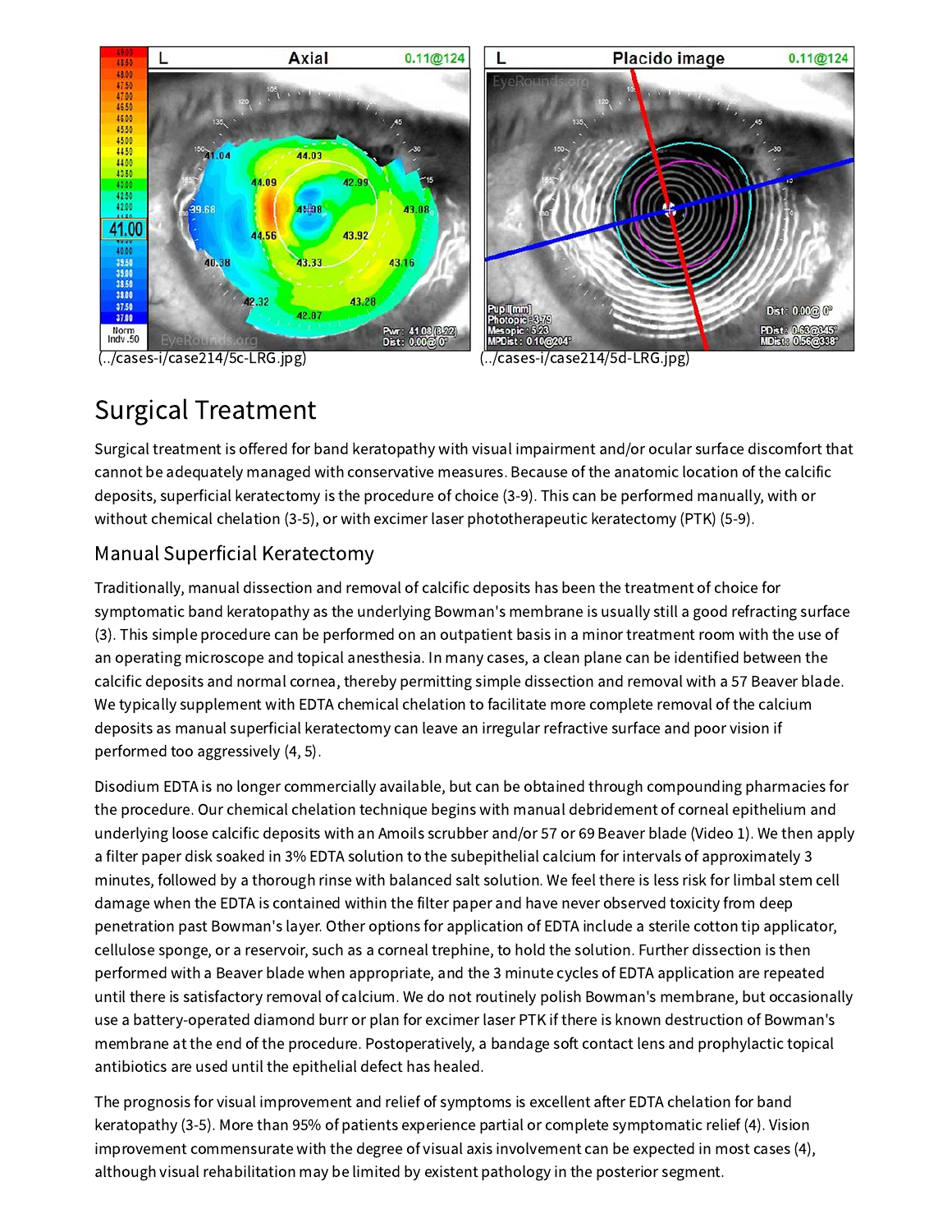(../cases-i/case214/5c-LRG.jpg) (../cases-i/case214/5d-LRG.jpg)

## Surgical Treatment

Surgical treatment is offered for band keratopathy with visual impairment and/or ocular surface discomfort that cannot be adequately managed with conservative measures. Because of the anatomic location of the calcific deposits, superficial keratectomy is the procedure of choice (3-9). This can be performed manually, with or without chemical chelation (3-5), or with excimer laser phototherapeutic keratectomy (PTK) (5-9).

### Manual Superficial Keratectomy

Traditionally, manual dissection and removal of calcific deposits has been the treatment of choice for symptomatic band keratopathy as the underlying Bowman's membrane is usually still a good refracting surface (3). This simple procedure can be performed on an outpatient basis in a minor treatment room with the use of an operating microscope and topical anesthesia. In many cases, a clean plane can be identified between the calcific deposits and normal cornea, thereby permitting simple dissection and removal with a 57 Beaver blade. We typically supplement with EDTA chemical chelation to facilitate more complete removal of the calcium deposits as manual superficial keratectomy can leave an irregular refractive surface and poor vision if performed too aggressively (4, 5).

Disodium EDTA is no longer commercially available, but can be obtained through compounding pharmacies for the procedure. Our chemical chelation technique begins with manual debridement of corneal epithelium and underlying loose calcific deposits with an Amoils scrubber and/or 57 or 69 Beaver blade (Video 1). We then apply a filter paper disk soaked in 3% EDTA solution to the subepithelial calcium for intervals of approximately 3 minutes, followed by a thorough rinse with balanced salt solution. We feel there is less risk for limbal stem cell damage when the EDTA is contained within the filter paper and have never observed toxicity from deep penetration past Bowman's layer. Other options for application of EDTA include a sterile cotton tip applicator, cellulose sponge, or a reservoir, such as a corneal trephine, to hold the solution. Further dissection is then performed with a Beaver blade when appropriate, and the 3 minute cycles of EDTA application are repeated until there is satisfactory removal of calcium. We do not routinely polish Bowman's membrane, but occasionally use a battery-operated diamond burr or plan for excimer laser PTK if there is known destruction of Bowman's membrane at the end of the procedure. Postoperatively, a bandage soft contact lens and prophylactic topical antibiotics are used until the epithelial defect has healed.

The prognosis for visual improvement and relief of symptoms is excellent after EDTA chelation for band keratopathy (3-5). More than 95% of patients experience partial or complete symptomatic relief (4). Vision improvement commensurate with the degree of visual axis involvement can be expected in most cases (4), although visual rehabilitation may be limited by existent pathology in the posterior segment.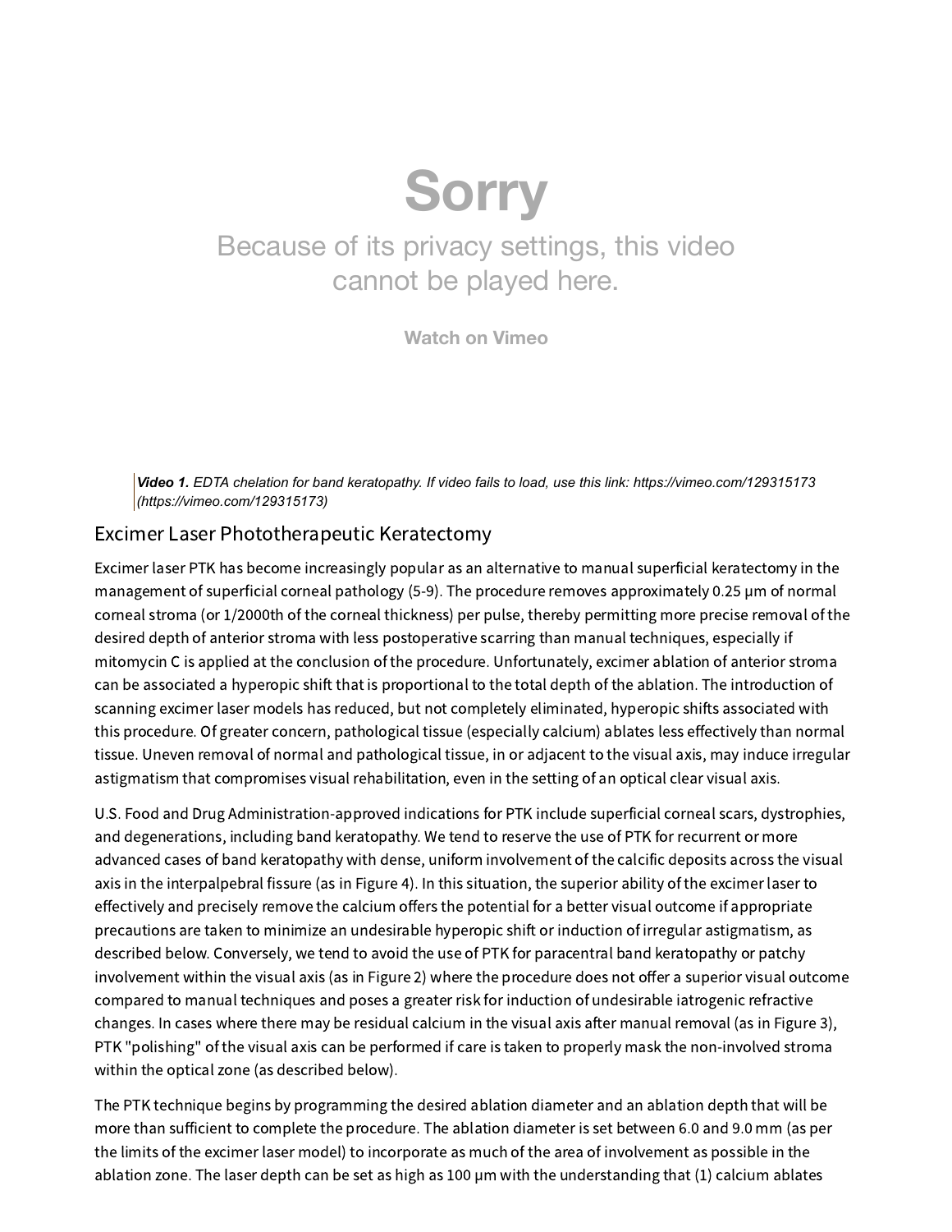Sorry

Because of its privacy settings, this video cannot be played here.

Watch on Vimeo

***Video 1.*** *EDTA chelation for band keratopathy. If video fails to load, use this link: https://vimeo.com/129315173 (https://vimeo.com/129315173)*

## Excimer Laser Phototherapeutic Keratectomy

Excimer laser PTK has become increasingly popular as an alternative to manual superficial keratectomy in the management of superficial corneal pathology (5-9). The procedure removes approximately 0.25 µm of normal corneal stroma (or 1/2000th of the corneal thickness) per pulse, thereby permitting more precise removal of the desired depth of anterior stroma with less postoperative scarring than manual techniques, especially if mitomycin C is applied at the conclusion of the procedure. Unfortunately, excimer ablation of anterior stroma can be associated a hyperopic shift that is proportional to the total depth of the ablation. The introduction of scanning excimer laser models has reduced, but not completely eliminated, hyperopic shifts associated with this procedure. Of greater concern, pathological tissue (especially calcium) ablates less effectively than normal tissue. Uneven removal of normal and pathological tissue, in or adjacent to the visual axis, may induce irregular astigmatism that compromises visual rehabilitation, even in the setting of an optical clear visual axis.

U.S. Food and Drug Administration-approved indications for PTK include superficial corneal scars, dystrophies, and degenerations, including band keratopathy. We tend to reserve the use of PTK for recurrent or more advanced cases of band keratopathy with dense, uniform involvement of the calcific deposits across the visual axis in the interpalpebral fissure (as in Figure 4). In this situation, the superior ability of the excimer laser to effectively and precisely remove the calcium offers the potential for a better visual outcome if appropriate precautions are taken to minimize an undesirable hyperopic shift or induction of irregular astigmatism, as described below. Conversely, we tend to avoid the use of PTK for paracentral band keratopathy or patchy involvement within the visual axis (as in Figure 2) where the procedure does not offer a superior visual outcome compared to manual techniques and poses a greater risk for induction of undesirable iatrogenic refractive changes. In cases where there may be residual calcium in the visual axis after manual removal (as in Figure 3), PTK "polishing" of the visual axis can be performed if care is taken to properly mask the non-involved stroma within the optical zone (as described below).

The PTK technique begins by programming the desired ablation diameter and an ablation depth that will be more than sufficient to complete the procedure. The ablation diameter is set between 6.0 and 9.0 mm (as per the limits of the excimer laser model) to incorporate as much of the area of involvement as possible in the ablation zone. The laser depth can be set as high as 100 µm with the understanding that (1) calcium ablates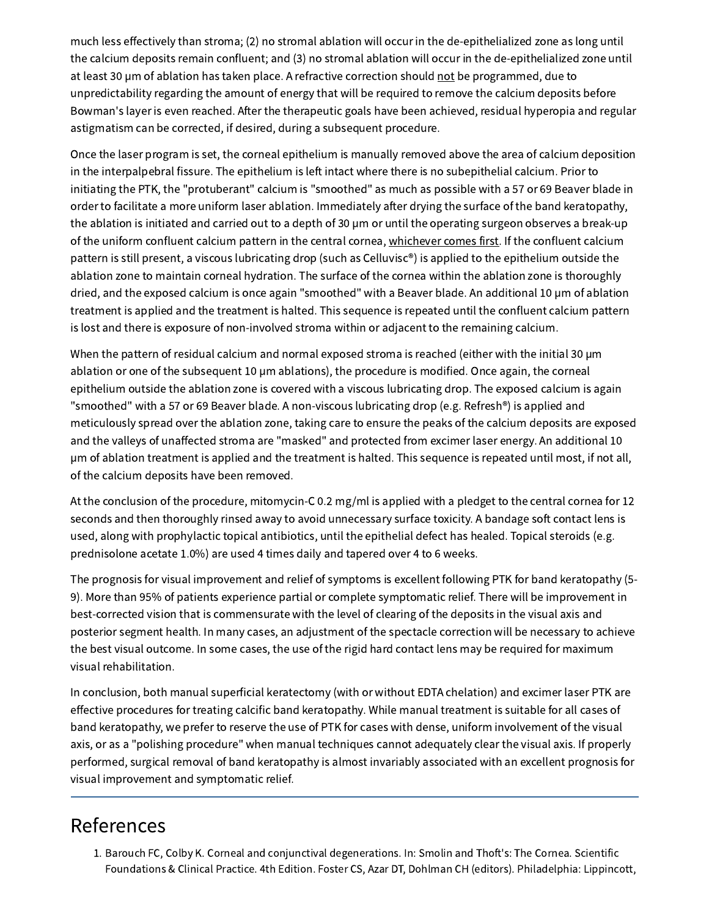much less effectively than stroma; (2) no stromal ablation will occur in the de-epithelialized zone as long until the calcium deposits remain confluent; and (3) no stromal ablation will occur in the de-epithelialized zone until at least 30 µm of ablation has taken place. A refractive correction should <u>not</u> be programmed, due to unpredictability regarding the amount of energy that will be required to remove the calcium deposits before Bowman's layer is even reached. After the therapeutic goals have been achieved, residual hyperopia and regular astigmatism can be corrected, if desired, during a subsequent procedure.

Once the laser program is set, the corneal epithelium is manually removed above the area of calcium deposition in the interpalpebral fissure. The epithelium is left intact where there is no subepithelial calcium. Prior to initiating the PTK, the "protuberant" calcium is "smoothed" as much as possible with a 57 or 69 Beaver blade in order to facilitate a more uniform laser ablation. Immediately after drying the surface of the band keratopathy, the ablation is initiated and carried out to a depth of 30 µm or until the operating surgeon observes a break-up of the uniform confluent calcium pattern in the central cornea, <u>whichever comes first</u>. If the confluent calcium pattern is still present, a viscous lubricating drop (such as Celluvisc®) is applied to the epithelium outside the ablation zone to maintain corneal hydration. The surface of the cornea within the ablation zone is thoroughly dried, and the exposed calcium is once again "smoothed" with a Beaver blade. An additional 10 µm of ablation treatment is applied and the treatment is halted. This sequence is repeated until the confluent calcium pattern is lost and there is exposure of non-involved stroma within or adjacent to the remaining calcium.

When the pattern of residual calcium and normal exposed stroma is reached (either with the initial 30 µm ablation or one of the subsequent 10 µm ablations), the procedure is modified. Once again, the corneal epithelium outside the ablation zone is covered with a viscous lubricating drop. The exposed calcium is again "smoothed" with a 57 or 69 Beaver blade. A non-viscous lubricating drop (e.g. Refresh®) is applied and meticulously spread over the ablation zone, taking care to ensure the peaks of the calcium deposits are exposed and the valleys of unaffected stroma are "masked" and protected from excimer laser energy. An additional 10 µm of ablation treatment is applied and the treatment is halted. This sequence is repeated until most, if not all, of the calcium deposits have been removed.

At the conclusion of the procedure, mitomycin-C 0.2 mg/ml is applied with a pledget to the central cornea for 12 seconds and then thoroughly rinsed away to avoid unnecessary surface toxicity. A bandage soft contact lens is used, along with prophylactic topical antibiotics, until the epithelial defect has healed. Topical steroids (e.g. prednisolone acetate 1.0%) are used 4 times daily and tapered over 4 to 6 weeks.

The prognosis for visual improvement and relief of symptoms is excellent following PTK for band keratopathy (5-9). More than 95% of patients experience partial or complete symptomatic relief. There will be improvement in best-corrected vision that is commensurate with the level of clearing of the deposits in the visual axis and posterior segment health. In many cases, an adjustment of the spectacle correction will be necessary to achieve the best visual outcome. In some cases, the use of the rigid hard contact lens may be required for maximum visual rehabilitation.

In conclusion, both manual superficial keratectomy (with or without EDTA chelation) and excimer laser PTK are effective procedures for treating calcific band keratopathy. While manual treatment is suitable for all cases of band keratopathy, we prefer to reserve the use of PTK for cases with dense, uniform involvement of the visual axis, or as a "polishing procedure" when manual techniques cannot adequately clear the visual axis. If properly performed, surgical removal of band keratopathy is almost invariably associated with an excellent prognosis for visual improvement and symptomatic relief.

---

# References

1. Barouch FC, Colby K. Corneal and conjunctival degenerations. In: Smolin and Thoft's: The Cornea. Scientific Foundations & Clinical Practice. 4th Edition. Foster CS, Azar DT, Dohlman CH (editors). Philadelphia: Lippincott,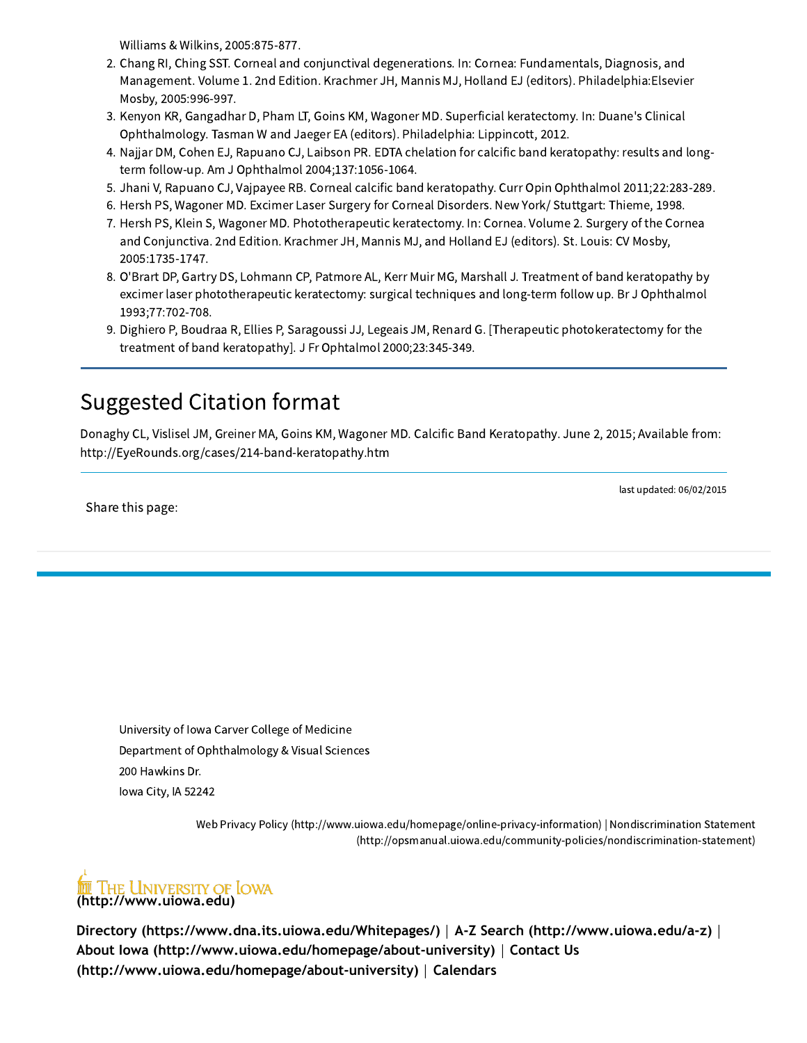Williams & Wilkins, 2005:875-877.

2. Chang RI, Ching SST. Corneal and conjunctival degenerations. In: Cornea: Fundamentals, Diagnosis, and Management. Volume 1. 2nd Edition. Krachmer JH, Mannis MJ, Holland EJ (editors). Philadelphia:Elsevier Mosby, 2005:996-997.
3. Kenyon KR, Gangadhar D, Pham LT, Goins KM, Wagoner MD. Superficial keratectomy. In: Duane's Clinical Ophthalmology. Tasman W and Jaeger EA (editors). Philadelphia: Lippincott, 2012.
4. Najjar DM, Cohen EJ, Rapuano CJ, Laibson PR. EDTA chelation for calcific band keratopathy: results and long-term follow-up. Am J Ophthalmol 2004;137:1056-1064.
5. Jhani V, Rapuano CJ, Vajpayee RB. Corneal calcific band keratopathy. Curr Opin Ophthalmol 2011;22:283-289.
6. Hersh PS, Wagoner MD. Excimer Laser Surgery for Corneal Disorders. New York/ Stuttgart: Thieme, 1998.
7. Hersh PS, Klein S, Wagoner MD. Phototherapeutic keratectomy. In: Cornea. Volume 2. Surgery of the Cornea and Conjunctiva. 2nd Edition. Krachmer JH, Mannis MJ, and Holland EJ (editors). St. Louis: CV Mosby, 2005:1735-1747.
8. O'Brart DP, Gartry DS, Lohmann CP, Patmore AL, Kerr Muir MG, Marshall J. Treatment of band keratopathy by excimer laser phototherapeutic keratectomy: surgical techniques and long-term follow up. Br J Ophthalmol 1993;77:702-708.
9. Dighiero P, Boudraa R, Ellies P, Saragoussi JJ, Legeais JM, Renard G. [Therapeutic photokeratectomy for the treatment of band keratopathy]. J Fr Ophtalmol 2000;23:345-349.

## Suggested Citation format

Donaghy CL, Vislisel JM, Greiner MA, Goins KM, Wagoner MD. Calcific Band Keratopathy. June 2, 2015; Available from: http://EyeRounds.org/cases/214-band-keratopathy.htm

last updated: 06/02/2015

Share this page:

University of Iowa Carver College of Medicine
Department of Ophthalmology & Visual Sciences
200 Hawkins Dr.
Iowa City, IA 52242

Web Privacy Policy (http://www.uiowa.edu/homepage/online-privacy-information) | Nondiscrimination Statement (http://opsmanual.uiowa.edu/community-policies/nondiscrimination-statement)

The University of Iowa
**(http://www.uiowa.edu)**

**Directory (https://www.dna.its.uiowa.edu/Whitepages/)** | **A-Z Search (http://www.uiowa.edu/a-z)** | **About Iowa (http://www.uiowa.edu/homepage/about-university)** | **Contact Us (http://www.uiowa.edu/homepage/about-university)** | **Calendars**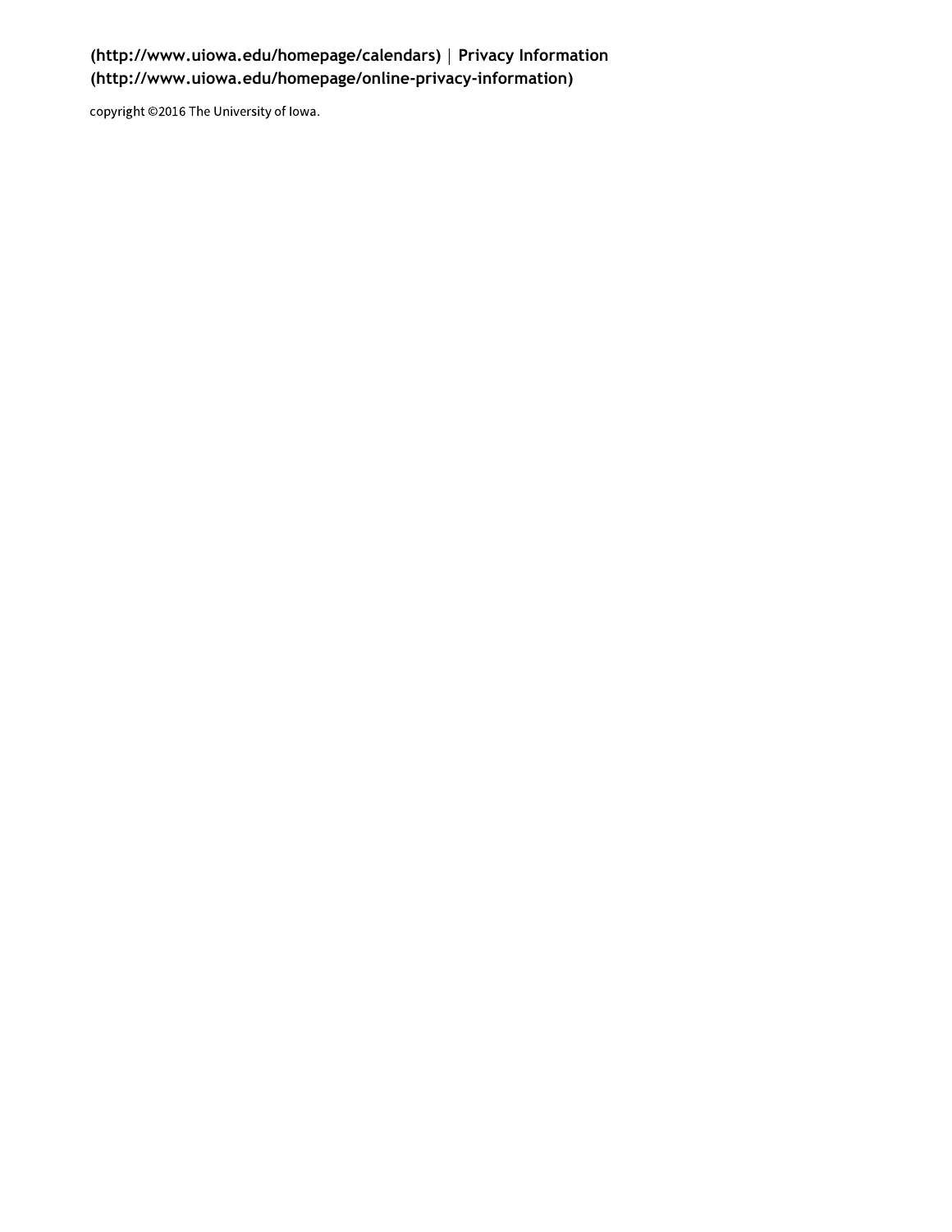**(http://www.uiowa.edu/homepage/calendars)** | **Privacy Information (http://www.uiowa.edu/homepage/online-privacy-information)**

copyright ©2016 The University of Iowa.